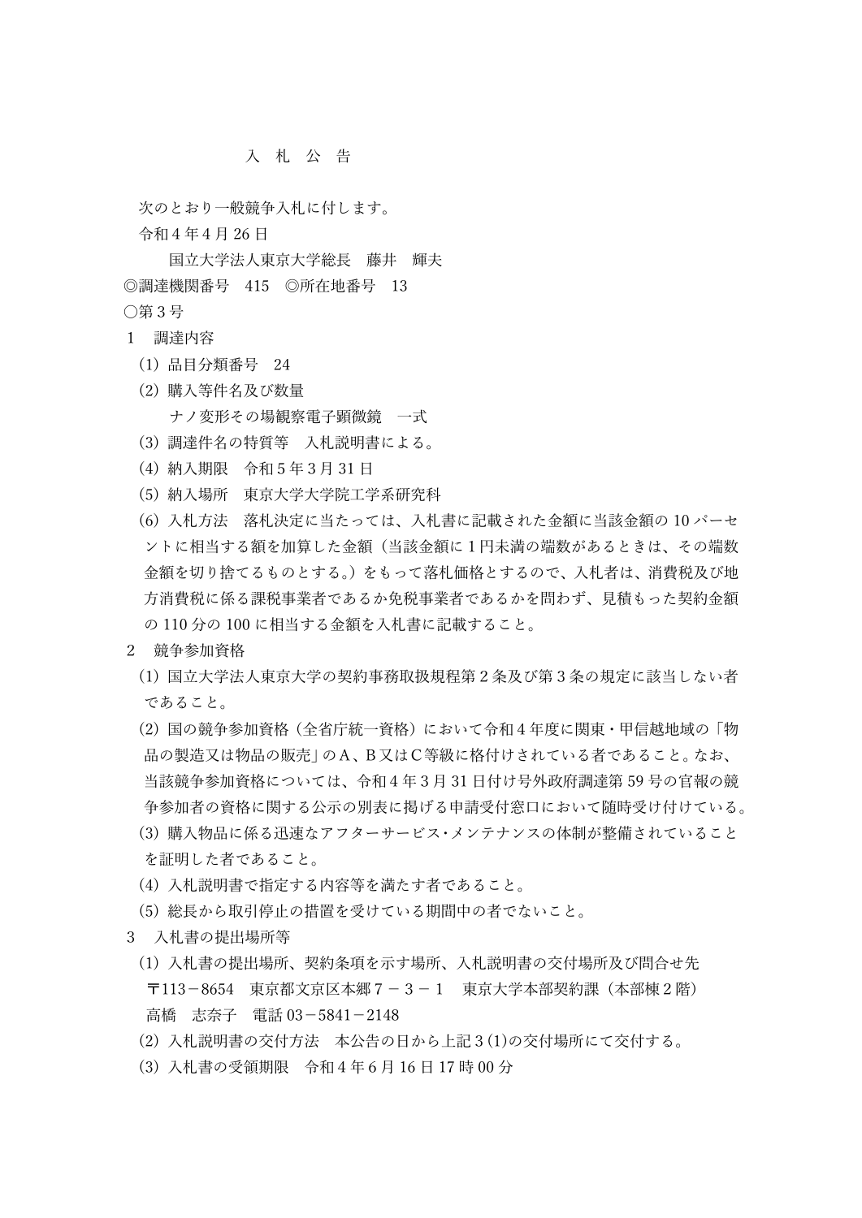# 入　札　公　告

次のとおり一般競争入札に付します。

令和４年４月26日

国立大学法人東京大学総長　藤井　輝夫

◎調達機関番号　415　◎所在地番号　13

○第３号

１　調達内容

(1) 品目分類番号　24

(2) 購入等件名及び数量

ナノ変形その場観察電子顕微鏡　一式

(3) 調達件名の特質等　入札説明書による。

(4) 納入期限　令和５年３月31日

(5) 納入場所　東京大学大学院工学系研究科

(6) 入札方法　落札決定に当たっては、入札書に記載された金額に当該金額の10パーセントに相当する額を加算した金額（当該金額に１円未満の端数があるときは、その端数金額を切り捨てるものとする。）をもって落札価格とするので、入札者は、消費税及び地方消費税に係る課税事業者であるか免税事業者であるかを問わず、見積もった契約金額の110分の100に相当する金額を入札書に記載すること。

２　競争参加資格

(1) 国立大学法人東京大学の契約事務取扱規程第２条及び第３条の規定に該当しない者であること。

(2) 国の競争参加資格（全省庁統一資格）において令和４年度に関東・甲信越地域の「物品の製造又は物品の販売」のＡ、Ｂ又はＣ等級に格付けされている者であること。なお、当該競争参加資格については、令和４年３月31日付け号外政府調達第59号の官報の競争参加者の資格に関する公示の別表に掲げる申請受付窓口において随時受け付けている。

(3) 購入物品に係る迅速なアフターサービス・メンテナンスの体制が整備されていることを証明した者であること。

(4) 入札説明書で指定する内容等を満たす者であること。

(5) 総長から取引停止の措置を受けている期間中の者でないこと。

３　入札書の提出場所等

(1) 入札書の提出場所、契約条項を示す場所、入札説明書の交付場所及び問合せ先

〒113－8654　東京都文京区本郷７－３－１　東京大学本部契約課（本部棟２階）

高橋　志奈子　電話03－5841－2148

(2) 入札説明書の交付方法　本公告の日から上記３(1)の交付場所にて交付する。

(3) 入札書の受領期限　令和４年６月16日17時00分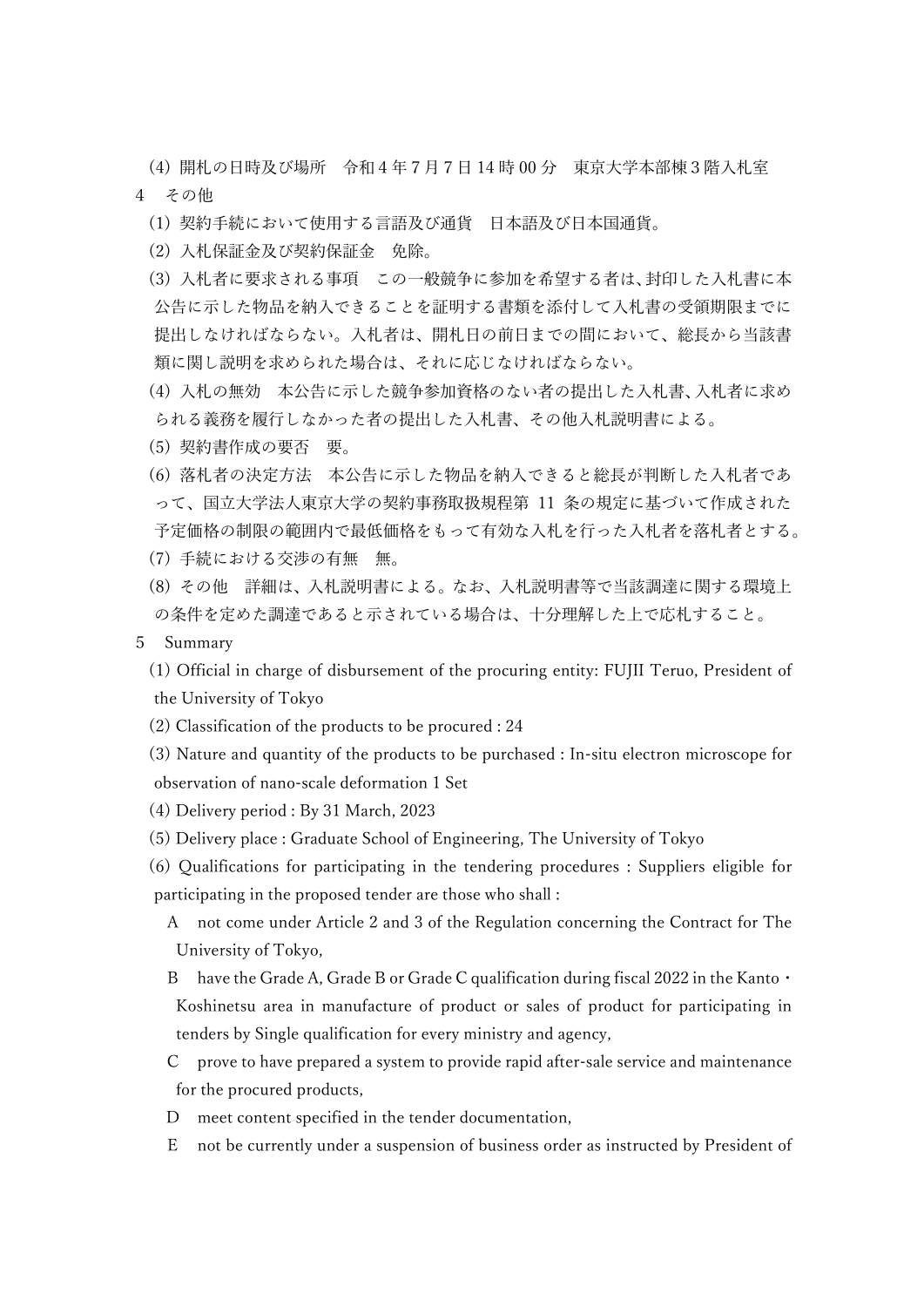(4) 開札の日時及び場所　令和４年７月７日 14 時 00 分　東京大学本部棟３階入札室

4　その他

(1) 契約手続において使用する言語及び通貨　日本語及び日本国通貨。

(2) 入札保証金及び契約保証金　免除。

(3) 入札者に要求される事項　この一般競争に参加を希望する者は、封印した入札書に本公告に示した物品を納入できることを証明する書類を添付して入札書の受領期限までに提出しなければならない。入札者は、開札日の前日までの間において、総長から当該書類に関し説明を求められた場合は、それに応じなければならない。

(4) 入札の無効　本公告に示した競争参加資格のない者の提出した入札書、入札者に求められる義務を履行しなかった者の提出した入札書、その他入札説明書による。

(5) 契約書作成の要否　要。

(6) 落札者の決定方法　本公告に示した物品を納入できると総長が判断した入札者であって、国立大学法人東京大学の契約事務取扱規程第 11 条の規定に基づいて作成された予定価格の制限の範囲内で最低価格をもって有効な入札を行った入札者を落札者とする。

(7) 手続における交渉の有無　無。

(8) その他　詳細は、入札説明書による。なお、入札説明書等で当該調達に関する環境上の条件を定めた調達であると示されている場合は、十分理解した上で応札すること。

5　Summary

(1) Official in charge of disbursement of the procuring entity: FUJII Teruo, President of the University of Tokyo

(2) Classification of the products to be procured : 24

(3) Nature and quantity of the products to be purchased : In-situ electron microscope for observation of nano-scale deformation 1 Set

(4) Delivery period : By 31 March, 2023

(5) Delivery place : Graduate School of Engineering, The University of Tokyo

(6) Qualifications for participating in the tendering procedures : Suppliers eligible for participating in the proposed tender are those who shall :

A　not come under Article 2 and 3 of the Regulation concerning the Contract for The University of Tokyo,

B　have the Grade A, Grade B or Grade C qualification during fiscal 2022 in the Kanto・Koshinetsu area in manufacture of product or sales of product for participating in tenders by Single qualification for every ministry and agency,

C　prove to have prepared a system to provide rapid after-sale service and maintenance for the procured products,

D　meet content specified in the tender documentation,

E　not be currently under a suspension of business order as instructed by President of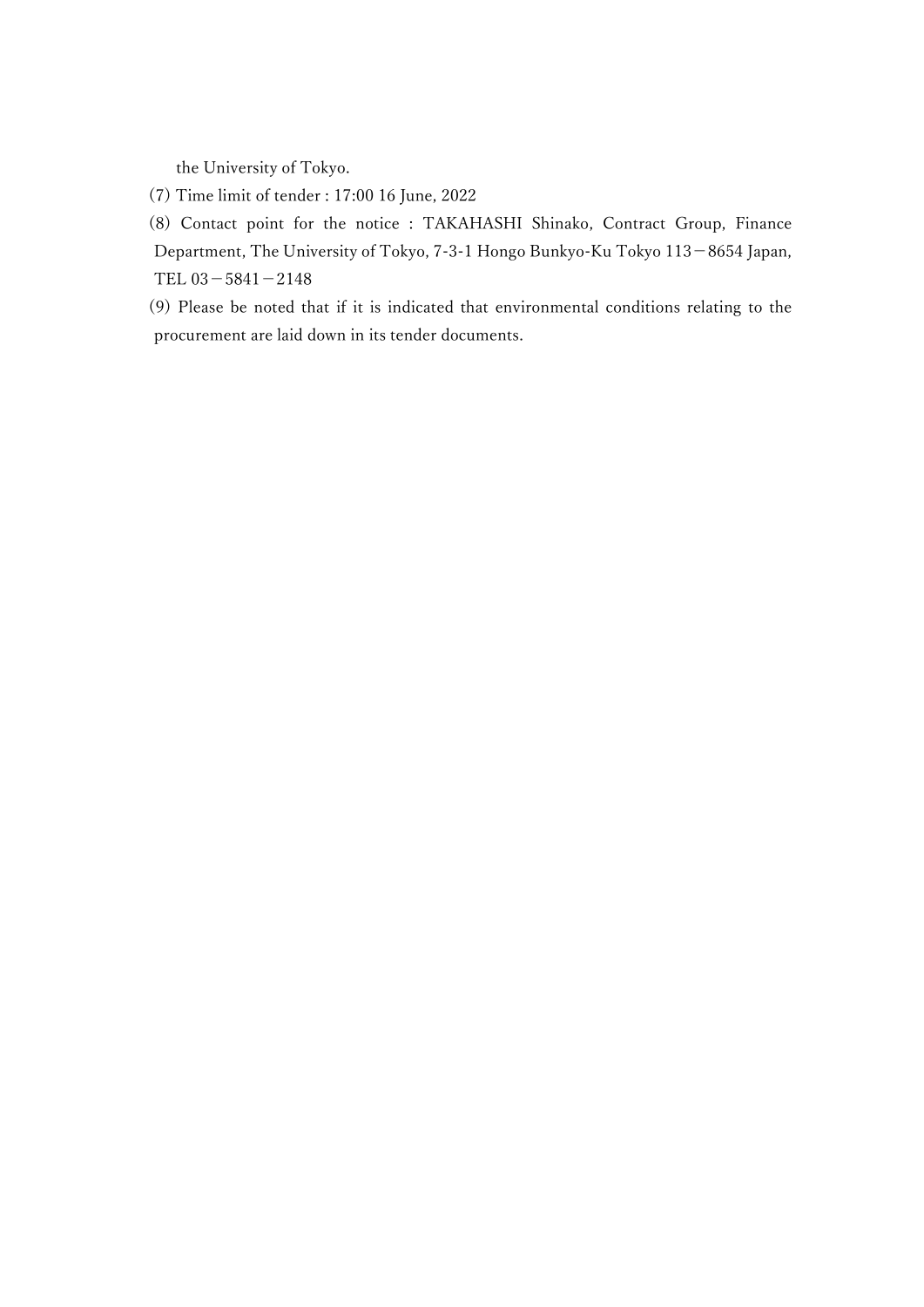the University of Tokyo.

(7) Time limit of tender : 17:00 16 June, 2022

(8) Contact point for the notice : TAKAHASHI Shinako, Contract Group, Finance Department, The University of Tokyo, 7-3-1 Hongo Bunkyo-Ku Tokyo 113－8654 Japan, TEL 03－5841－2148

(9) Please be noted that if it is indicated that environmental conditions relating to the procurement are laid down in its tender documents.